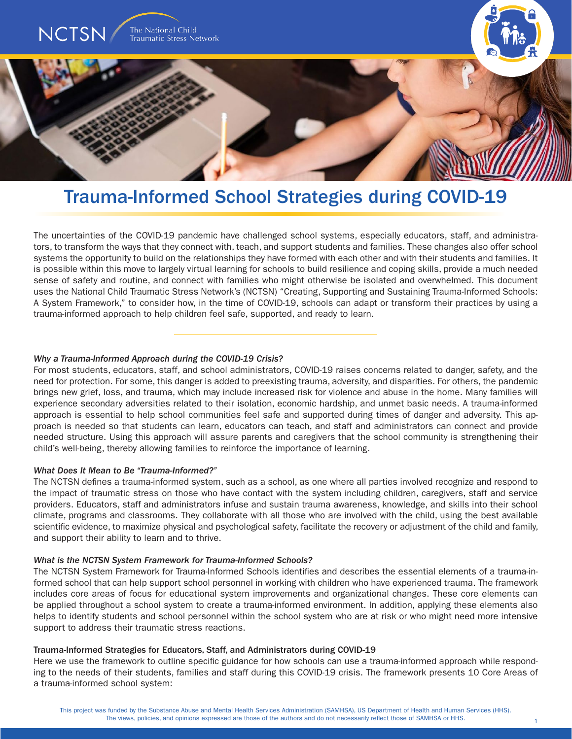NCTSN The National Child Traumatic Stress Network

# Trauma-Informed School Strategies during COVID-19

The uncertainties of the COVID-19 pandemic have challenged school systems, especially educators, staff, and administrators, to transform the ways that they connect with, teach, and support students and families. These changes also offer school systems the opportunity to build on the relationships they have formed with each other and with their students and families. It is possible within this move to largely virtual learning for schools to build resilience and coping skills, provide a much needed sense of safety and routine, and connect with families who might otherwise be isolated and overwhelmed. This document uses the National Child Traumatic Stress Network's (NCTSN) "Creating, Supporting and Sustaining Trauma-Informed Schools: A System Framework," to consider how, in the time of COVID-19, schools can adapt or transform their practices by using a trauma-informed approach to help children feel safe, supported, and ready to learn.

### *Why a Trauma-Informed Approach during the COVID-19 Crisis?*

For most students, educators, staff, and school administrators, COVID-19 raises concerns related to danger, safety, and the need for protection. For some, this danger is added to preexisting trauma, adversity, and disparities. For others, the pandemic brings new grief, loss, and trauma, which may include increased risk for violence and abuse in the home. Many families will experience secondary adversities related to their isolation, economic hardship, and unmet basic needs. A trauma-informed approach is essential to help school communities feel safe and supported during times of danger and adversity. This approach is needed so that students can learn, educators can teach, and staff and administrators can connect and provide needed structure. Using this approach will assure parents and caregivers that the school community is strengthening their child's well-being, thereby allowing families to reinforce the importance of learning.

### *What Does It Mean to Be "Trauma-Informed?"*

The NCTSN defines a trauma-informed system, such as a school, as one where all parties involved recognize and respond to the impact of traumatic stress on those who have contact with the system including children, caregivers, staff and service providers. Educators, staff and administrators infuse and sustain trauma awareness, knowledge, and skills into their school climate, programs and classrooms. They collaborate with all those who are involved with the child, using the best available scientific evidence, to maximize physical and psychological safety, facilitate the recovery or adjustment of the child and family, and support their ability to learn and to thrive.

### *What is the NCTSN System Framework for Trauma-Informed Schools?*

The NCTSN System Framework for Trauma-Informed Schools identifies and describes the essential elements of a trauma-informed school that can help support school personnel in working with children who have experienced trauma. The framework includes core areas of focus for educational system improvements and organizational changes. These core elements can be applied throughout a school system to create a trauma-informed environment. In addition, applying these elements also helps to identify students and school personnel within the school system who are at risk or who might need more intensive support to address their traumatic stress reactions.

### Trauma-Informed Strategies for Educators, Staff, and Administrators during COVID-19

Here we use the framework to outline specific guidance for how schools can use a trauma-informed approach while responding to the needs of their students, families and staff during this COVID-19 crisis. The framework presents 10 Core Areas of a trauma-informed school system:

This project was funded by the Substance Abuse and Mental Health Services Administration (SAMHSA), US Department of Health and Human Services (HHS). The views, policies, and opinions expressed are those of the authors and do not necessarily reflect those of SAMHSA or HHS.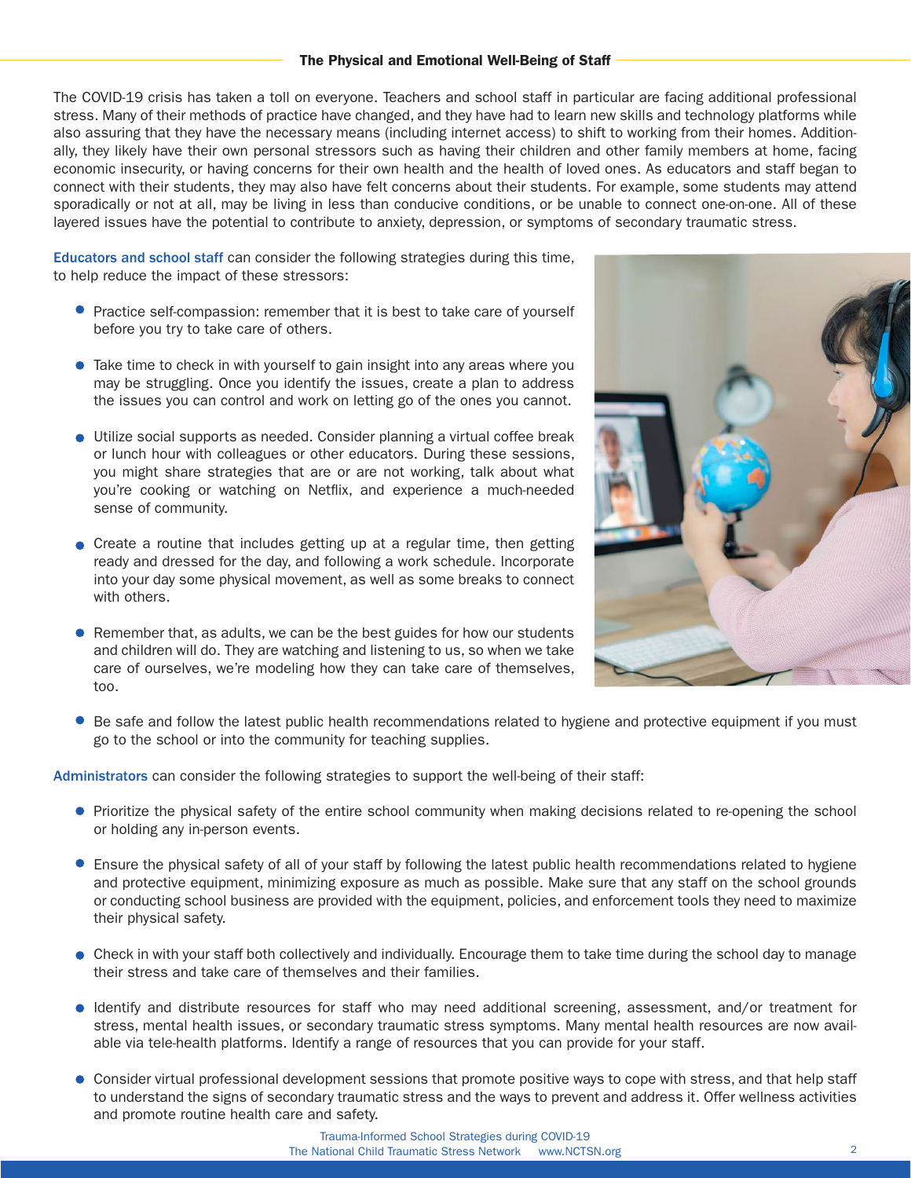## The Physical and Emotional Well-Being of Staff

The COVID-19 crisis has taken a toll on everyone. Teachers and school staff in particular are facing additional professional stress. Many of their methods of practice have changed, and they have had to learn new skills and technology platforms while also assuring that they have the necessary means (including internet access) to shift to working from their homes. Additionally, they likely have their own personal stressors such as having their children and other family members at home, facing economic insecurity, or having concerns for their own health and the health of loved ones. As educators and staff began to connect with their students, they may also have felt concerns about their students. For example, some students may attend sporadically or not at all, may be living in less than conducive conditions, or be unable to connect one-on-one. All of these layered issues have the potential to contribute to anxiety, depression, or symptoms of secondary traumatic stress.

**Educators and school staff** can consider the following strategies during this time, to help reduce the impact of these stressors:

- Practice self-compassion: remember that it is best to take care of yourself before you try to take care of others.
- Take time to check in with yourself to gain insight into any areas where you may be struggling. Once you identify the issues, create a plan to address the issues you can control and work on letting go of the ones you cannot.
- Utilize social supports as needed. Consider planning a virtual coffee break or lunch hour with colleagues or other educators. During these sessions, you might share strategies that are or are not working, talk about what you're cooking or watching on Netflix, and experience a much-needed sense of community.
- Create a routine that includes getting up at a regular time, then getting ready and dressed for the day, and following a work schedule. Incorporate into your day some physical movement, as well as some breaks to connect with others.
- Remember that, as adults, we can be the best guides for how our students and children will do. They are watching and listening to us, so when we take care of ourselves, we're modeling how they can take care of themselves, too.
- Be safe and follow the latest public health recommendations related to hygiene and protective equipment if you must go to the school or into the community for teaching supplies.

**Administrators** can consider the following strategies to support the well-being of their staff:

- Prioritize the physical safety of the entire school community when making decisions related to re-opening the school or holding any in-person events.
- Ensure the physical safety of all of your staff by following the latest public health recommendations related to hygiene and protective equipment, minimizing exposure as much as possible. Make sure that any staff on the school grounds or conducting school business are provided with the equipment, policies, and enforcement tools they need to maximize their physical safety.
- Check in with your staff both collectively and individually. Encourage them to take time during the school day to manage their stress and take care of themselves and their families.
- Identify and distribute resources for staff who may need additional screening, assessment, and/or treatment for stress, mental health issues, or secondary traumatic stress symptoms. Many mental health resources are now available via tele-health platforms. Identify a range of resources that you can provide for your staff.
- Consider virtual professional development sessions that promote positive ways to cope with stress, and that help staff to understand the signs of secondary traumatic stress and the ways to prevent and address it. Offer wellness activities and promote routine health care and safety.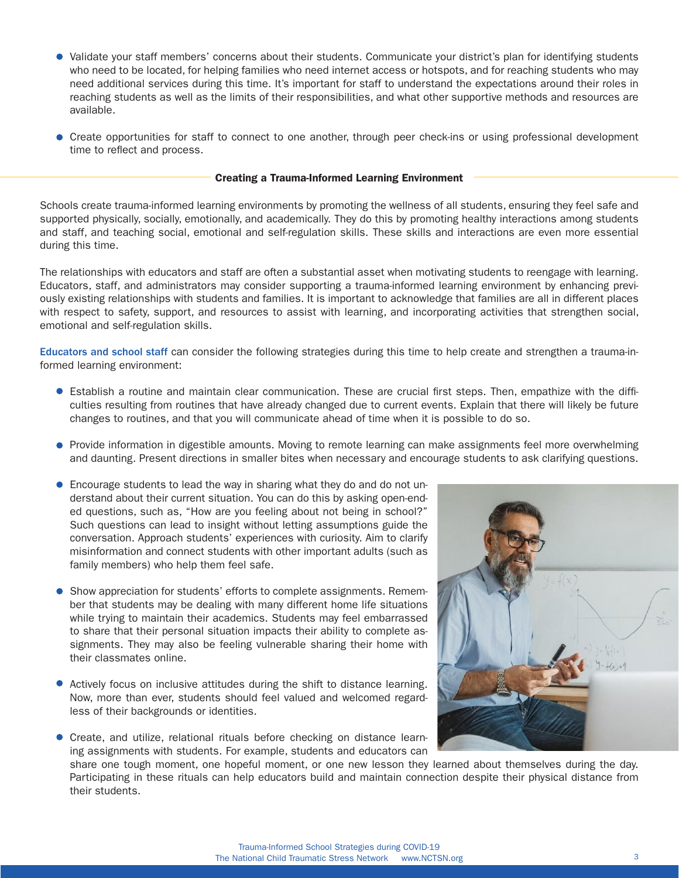- Validate your staff members' concerns about their students. Communicate your district's plan for identifying students who need to be located, for helping families who need internet access or hotspots, and for reaching students who may need additional services during this time. It's important for staff to understand the expectations around their roles in reaching students as well as the limits of their responsibilities, and what other supportive methods and resources are available.

- Create opportunities for staff to connect to one another, through peer check-ins or using professional development time to reflect and process.

## Creating a Trauma-Informed Learning Environment

Schools create trauma-informed learning environments by promoting the wellness of all students, ensuring they feel safe and supported physically, socially, emotionally, and academically. They do this by promoting healthy interactions among students and staff, and teaching social, emotional and self-regulation skills. These skills and interactions are even more essential during this time.

The relationships with educators and staff are often a substantial asset when motivating students to reengage with learning. Educators, staff, and administrators may consider supporting a trauma-informed learning environment by enhancing previously existing relationships with students and families. It is important to acknowledge that families are all in different places with respect to safety, support, and resources to assist with learning, and incorporating activities that strengthen social, emotional and self-regulation skills.

Educators and school staff can consider the following strategies during this time to help create and strengthen a trauma-informed learning environment:

- Establish a routine and maintain clear communication. These are crucial first steps. Then, empathize with the difficulties resulting from routines that have already changed due to current events. Explain that there will likely be future changes to routines, and that you will communicate ahead of time when it is possible to do so.

- Provide information in digestible amounts. Moving to remote learning can make assignments feel more overwhelming and daunting. Present directions in smaller bites when necessary and encourage students to ask clarifying questions.

- Encourage students to lead the way in sharing what they do and do not understand about their current situation. You can do this by asking open-ended questions, such as, "How are you feeling about not being in school?" Such questions can lead to insight without letting assumptions guide the conversation. Approach students' experiences with curiosity. Aim to clarify misinformation and connect students with other important adults (such as family members) who help them feel safe.

- Show appreciation for students' efforts to complete assignments. Remember that students may be dealing with many different home life situations while trying to maintain their academics. Students may feel embarrassed to share that their personal situation impacts their ability to complete assignments. They may also be feeling vulnerable sharing their home with their classmates online.

- Actively focus on inclusive attitudes during the shift to distance learning. Now, more than ever, students should feel valued and welcomed regardless of their backgrounds or identities.

- Create, and utilize, relational rituals before checking on distance learning assignments with students. For example, students and educators can share one tough moment, one hopeful moment, or one new lesson they learned about themselves during the day. Participating in these rituals can help educators build and maintain connection despite their physical distance from their students.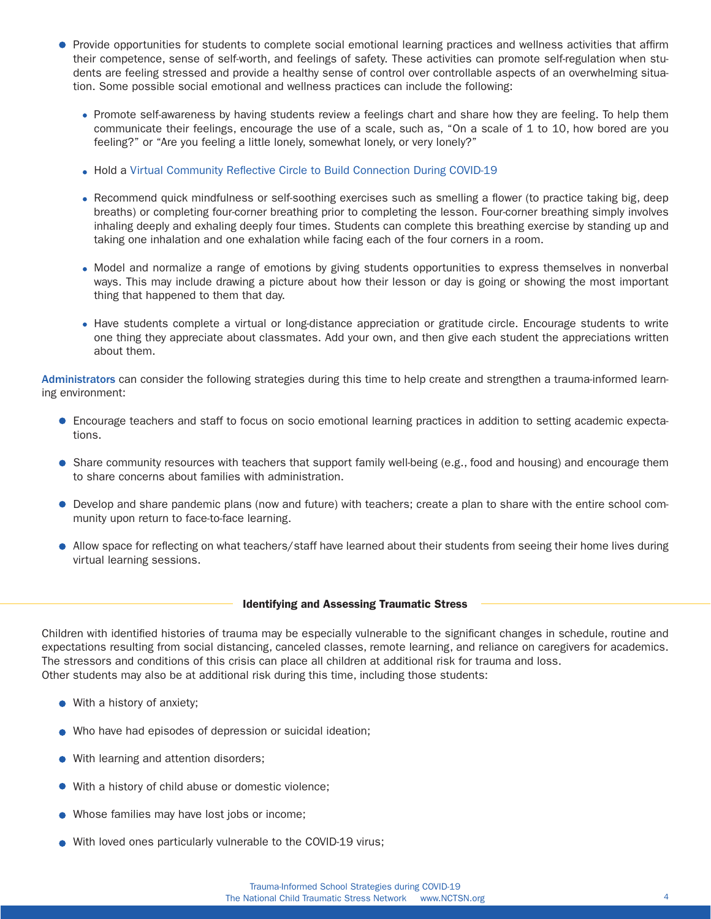- Provide opportunities for students to complete social emotional learning practices and wellness activities that affirm their competence, sense of self-worth, and feelings of safety. These activities can promote self-regulation when students are feeling stressed and provide a healthy sense of control over controllable aspects of an overwhelming situation. Some possible social emotional and wellness practices can include the following:
  - Promote self-awareness by having students review a feelings chart and share how they are feeling. To help them communicate their feelings, encourage the use of a scale, such as, "On a scale of 1 to 10, how bored are you feeling?" or "Are you feeling a little lonely, somewhat lonely, or very lonely?"
  - Hold a Virtual Community Reflective Circle to Build Connection During COVID-19
  - Recommend quick mindfulness or self-soothing exercises such as smelling a flower (to practice taking big, deep breaths) or completing four-corner breathing prior to completing the lesson. Four-corner breathing simply involves inhaling deeply and exhaling deeply four times. Students can complete this breathing exercise by standing up and taking one inhalation and one exhalation while facing each of the four corners in a room.
  - Model and normalize a range of emotions by giving students opportunities to express themselves in nonverbal ways. This may include drawing a picture about how their lesson or day is going or showing the most important thing that happened to them that day.
  - Have students complete a virtual or long-distance appreciation or gratitude circle. Encourage students to write one thing they appreciate about classmates. Add your own, and then give each student the appreciations written about them.

**Administrators** can consider the following strategies during this time to help create and strengthen a trauma-informed learning environment:

- Encourage teachers and staff to focus on socio emotional learning practices in addition to setting academic expectations.
- Share community resources with teachers that support family well-being (e.g., food and housing) and encourage them to share concerns about families with administration.
- Develop and share pandemic plans (now and future) with teachers; create a plan to share with the entire school community upon return to face-to-face learning.
- Allow space for reflecting on what teachers/staff have learned about their students from seeing their home lives during virtual learning sessions.

## Identifying and Assessing Traumatic Stress

Children with identified histories of trauma may be especially vulnerable to the significant changes in schedule, routine and expectations resulting from social distancing, canceled classes, remote learning, and reliance on caregivers for academics. The stressors and conditions of this crisis can place all children at additional risk for trauma and loss.
Other students may also be at additional risk during this time, including those students:

- With a history of anxiety;
- Who have had episodes of depression or suicidal ideation;
- With learning and attention disorders;
- With a history of child abuse or domestic violence;
- Whose families may have lost jobs or income;
- With loved ones particularly vulnerable to the COVID-19 virus;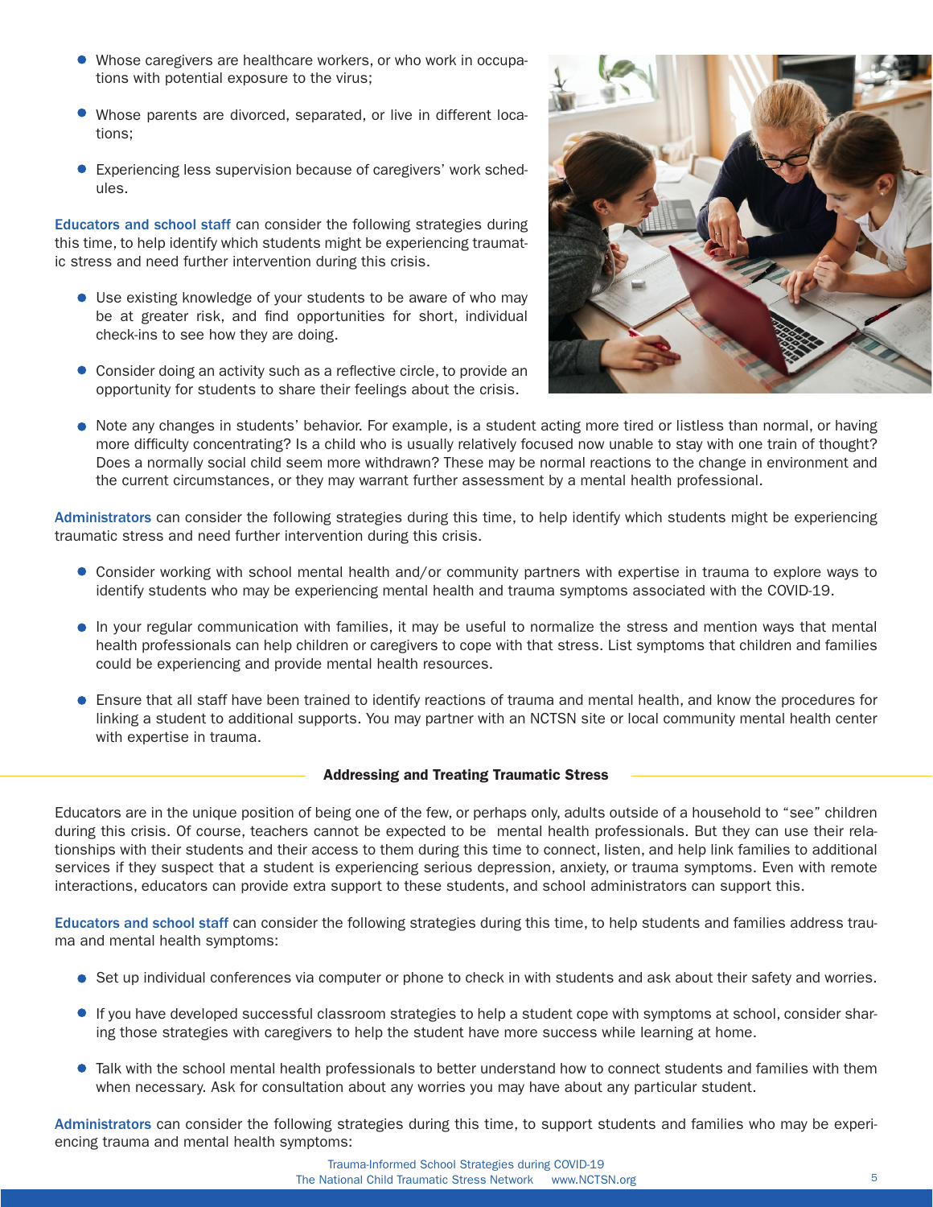- Whose caregivers are healthcare workers, or who work in occupations with potential exposure to the virus;
- Whose parents are divorced, separated, or live in different locations;
- Experiencing less supervision because of caregivers' work schedules.

**Educators and school staff** can consider the following strategies during this time, to help identify which students might be experiencing traumatic stress and need further intervention during this crisis.

- Use existing knowledge of your students to be aware of who may be at greater risk, and find opportunities for short, individual check-ins to see how they are doing.
- Consider doing an activity such as a reflective circle, to provide an opportunity for students to share their feelings about the crisis.
- Note any changes in students' behavior. For example, is a student acting more tired or listless than normal, or having more difficulty concentrating? Is a child who is usually relatively focused now unable to stay with one train of thought? Does a normally social child seem more withdrawn? These may be normal reactions to the change in environment and the current circumstances, or they may warrant further assessment by a mental health professional.

**Administrators** can consider the following strategies during this time, to help identify which students might be experiencing traumatic stress and need further intervention during this crisis.

- Consider working with school mental health and/or community partners with expertise in trauma to explore ways to identify students who may be experiencing mental health and trauma symptoms associated with the COVID-19.
- In your regular communication with families, it may be useful to normalize the stress and mention ways that mental health professionals can help children or caregivers to cope with that stress. List symptoms that children and families could be experiencing and provide mental health resources.
- Ensure that all staff have been trained to identify reactions of trauma and mental health, and know the procedures for linking a student to additional supports. You may partner with an NCTSN site or local community mental health center with expertise in trauma.

## Addressing and Treating Traumatic Stress

Educators are in the unique position of being one of the few, or perhaps only, adults outside of a household to "see" children during this crisis. Of course, teachers cannot be expected to be mental health professionals. But they can use their relationships with their students and their access to them during this time to connect, listen, and help link families to additional services if they suspect that a student is experiencing serious depression, anxiety, or trauma symptoms. Even with remote interactions, educators can provide extra support to these students, and school administrators can support this.

**Educators and school staff** can consider the following strategies during this time, to help students and families address trauma and mental health symptoms:

- Set up individual conferences via computer or phone to check in with students and ask about their safety and worries.
- If you have developed successful classroom strategies to help a student cope with symptoms at school, consider sharing those strategies with caregivers to help the student have more success while learning at home.
- Talk with the school mental health professionals to better understand how to connect students and families with them when necessary. Ask for consultation about any worries you may have about any particular student.

**Administrators** can consider the following strategies during this time, to support students and families who may be experiencing trauma and mental health symptoms: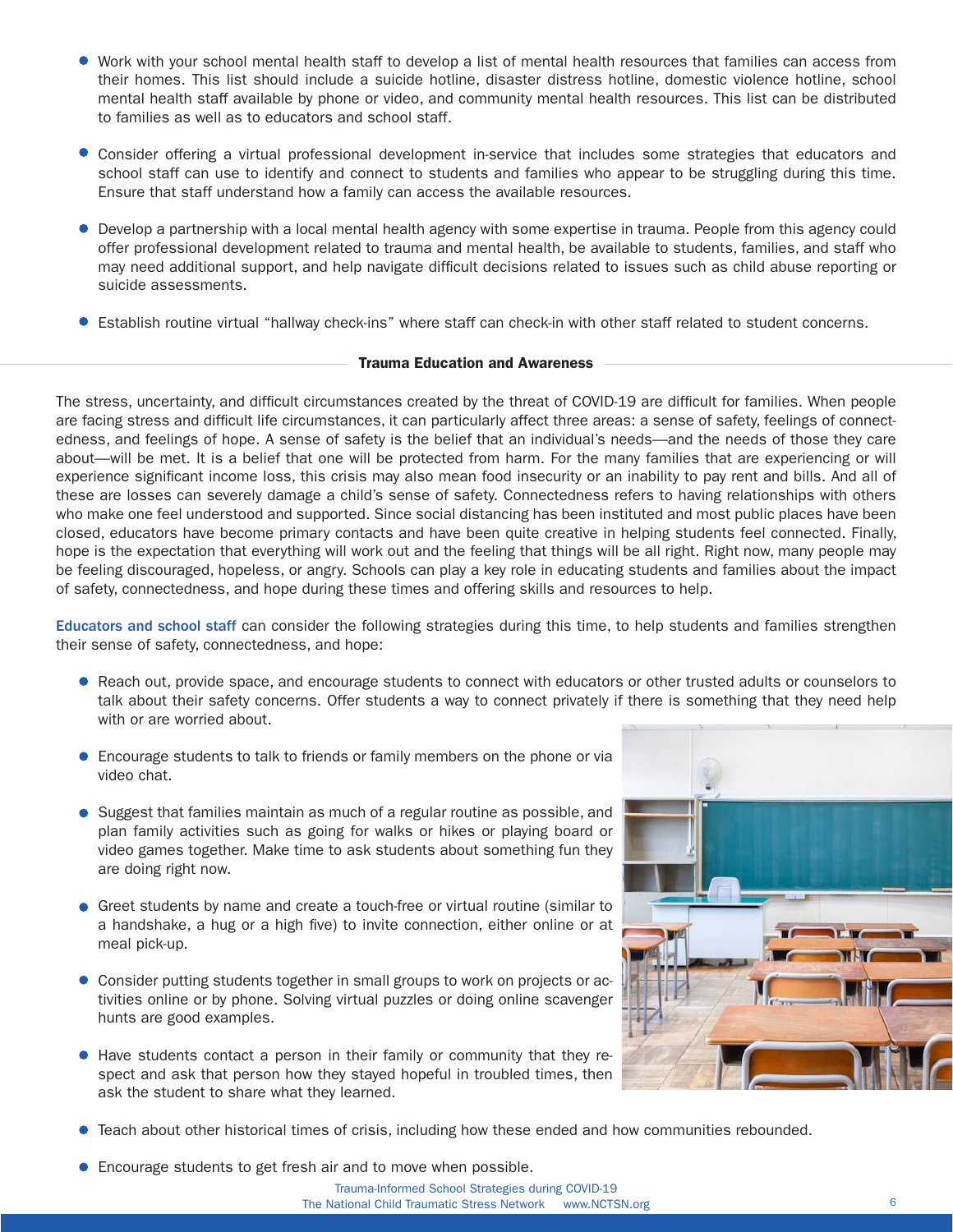- Work with your school mental health staff to develop a list of mental health resources that families can access from their homes. This list should include a suicide hotline, disaster distress hotline, domestic violence hotline, school mental health staff available by phone or video, and community mental health resources. This list can be distributed to families as well as to educators and school staff.
- Consider offering a virtual professional development in-service that includes some strategies that educators and school staff can use to identify and connect to students and families who appear to be struggling during this time. Ensure that staff understand how a family can access the available resources.
- Develop a partnership with a local mental health agency with some expertise in trauma. People from this agency could offer professional development related to trauma and mental health, be available to students, families, and staff who may need additional support, and help navigate difficult decisions related to issues such as child abuse reporting or suicide assessments.
- Establish routine virtual "hallway check-ins" where staff can check-in with other staff related to student concerns.

## Trauma Education and Awareness

The stress, uncertainty, and difficult circumstances created by the threat of COVID-19 are difficult for families. When people are facing stress and difficult life circumstances, it can particularly affect three areas: a sense of safety, feelings of connectedness, and feelings of hope. A sense of safety is the belief that an individual's needs—and the needs of those they care about—will be met. It is a belief that one will be protected from harm. For the many families that are experiencing or will experience significant income loss, this crisis may also mean food insecurity or an inability to pay rent and bills. And all of these are losses can severely damage a child's sense of safety. Connectedness refers to having relationships with others who make one feel understood and supported. Since social distancing has been instituted and most public places have been closed, educators have become primary contacts and have been quite creative in helping students feel connected. Finally, hope is the expectation that everything will work out and the feeling that things will be all right. Right now, many people may be feeling discouraged, hopeless, or angry. Schools can play a key role in educating students and families about the impact of safety, connectedness, and hope during these times and offering skills and resources to help.

**Educators and school staff** can consider the following strategies during this time, to help students and families strengthen their sense of safety, connectedness, and hope:

- Reach out, provide space, and encourage students to connect with educators or other trusted adults or counselors to talk about their safety concerns. Offer students a way to connect privately if there is something that they need help with or are worried about.
- Encourage students to talk to friends or family members on the phone or via video chat.
- Suggest that families maintain as much of a regular routine as possible, and plan family activities such as going for walks or hikes or playing board or video games together. Make time to ask students about something fun they are doing right now.
- Greet students by name and create a touch-free or virtual routine (similar to a handshake, a hug or a high five) to invite connection, either online or at meal pick-up.
- Consider putting students together in small groups to work on projects or activities online or by phone. Solving virtual puzzles or doing online scavenger hunts are good examples.
- Have students contact a person in their family or community that they respect and ask that person how they stayed hopeful in troubled times, then ask the student to share what they learned.
- Teach about other historical times of crisis, including how these ended and how communities rebounded.
- Encourage students to get fresh air and to move when possible.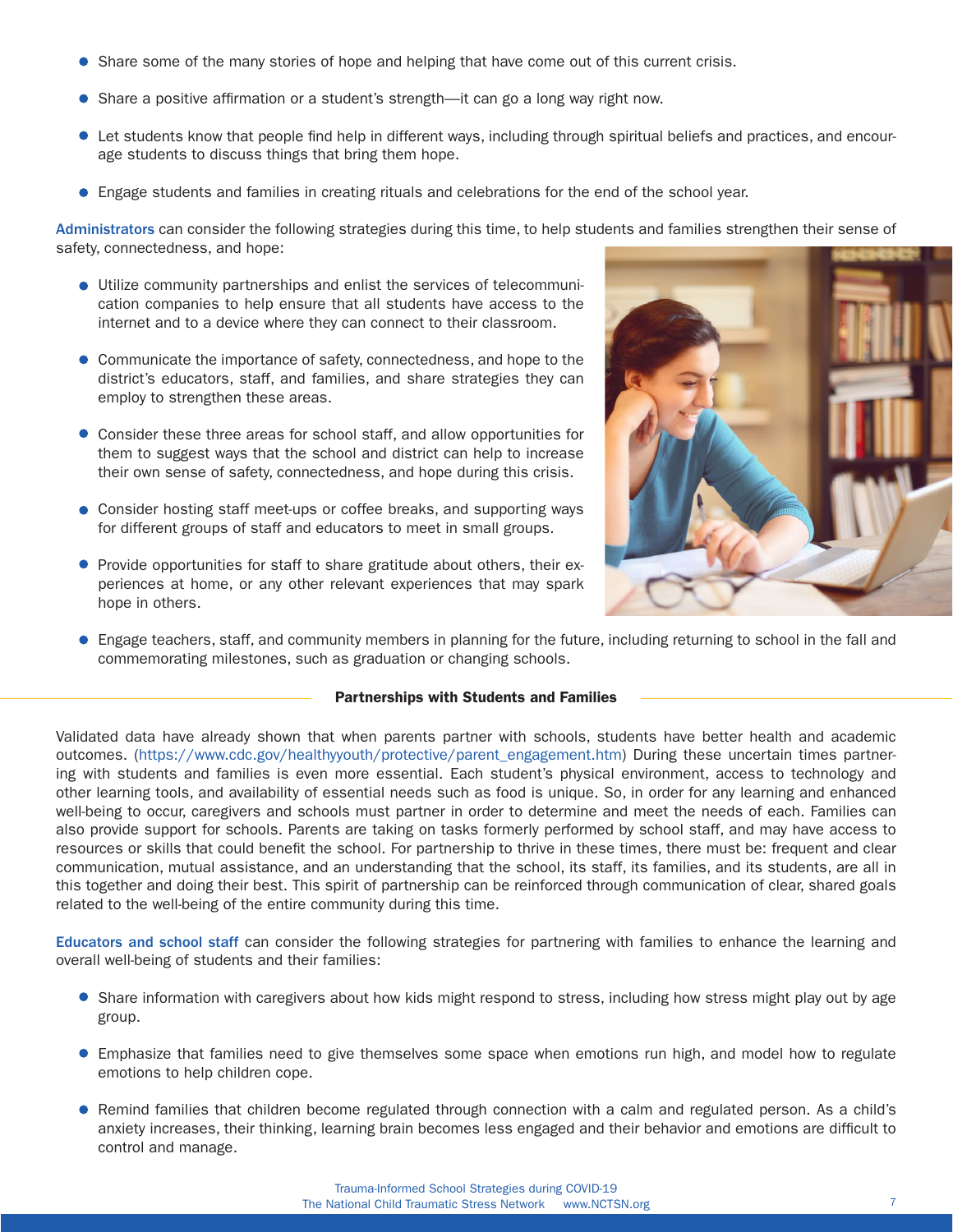- Share some of the many stories of hope and helping that have come out of this current crisis.
- Share a positive affirmation or a student's strength—it can go a long way right now.
- Let students know that people find help in different ways, including through spiritual beliefs and practices, and encourage students to discuss things that bring them hope.
- Engage students and families in creating rituals and celebrations for the end of the school year.

**Administrators** can consider the following strategies during this time, to help students and families strengthen their sense of safety, connectedness, and hope:

- Utilize community partnerships and enlist the services of telecommunication companies to help ensure that all students have access to the internet and to a device where they can connect to their classroom.
- Communicate the importance of safety, connectedness, and hope to the district's educators, staff, and families, and share strategies they can employ to strengthen these areas.
- Consider these three areas for school staff, and allow opportunities for them to suggest ways that the school and district can help to increase their own sense of safety, connectedness, and hope during this crisis.
- Consider hosting staff meet-ups or coffee breaks, and supporting ways for different groups of staff and educators to meet in small groups.
- Provide opportunities for staff to share gratitude about others, their experiences at home, or any other relevant experiences that may spark hope in others.
- Engage teachers, staff, and community members in planning for the future, including returning to school in the fall and commemorating milestones, such as graduation or changing schools.

## Partnerships with Students and Families

Validated data have already shown that when parents partner with schools, students have better health and academic outcomes. (https://www.cdc.gov/healthyyouth/protective/parent_engagement.htm) During these uncertain times partnering with students and families is even more essential. Each student's physical environment, access to technology and other learning tools, and availability of essential needs such as food is unique. So, in order for any learning and enhanced well-being to occur, caregivers and schools must partner in order to determine and meet the needs of each. Families can also provide support for schools. Parents are taking on tasks formerly performed by school staff, and may have access to resources or skills that could benefit the school. For partnership to thrive in these times, there must be: frequent and clear communication, mutual assistance, and an understanding that the school, its staff, its families, and its students, are all in this together and doing their best. This spirit of partnership can be reinforced through communication of clear, shared goals related to the well-being of the entire community during this time.

**Educators and school staff** can consider the following strategies for partnering with families to enhance the learning and overall well-being of students and their families:

- Share information with caregivers about how kids might respond to stress, including how stress might play out by age group.
- Emphasize that families need to give themselves some space when emotions run high, and model how to regulate emotions to help children cope.
- Remind families that children become regulated through connection with a calm and regulated person. As a child's anxiety increases, their thinking, learning brain becomes less engaged and their behavior and emotions are difficult to control and manage.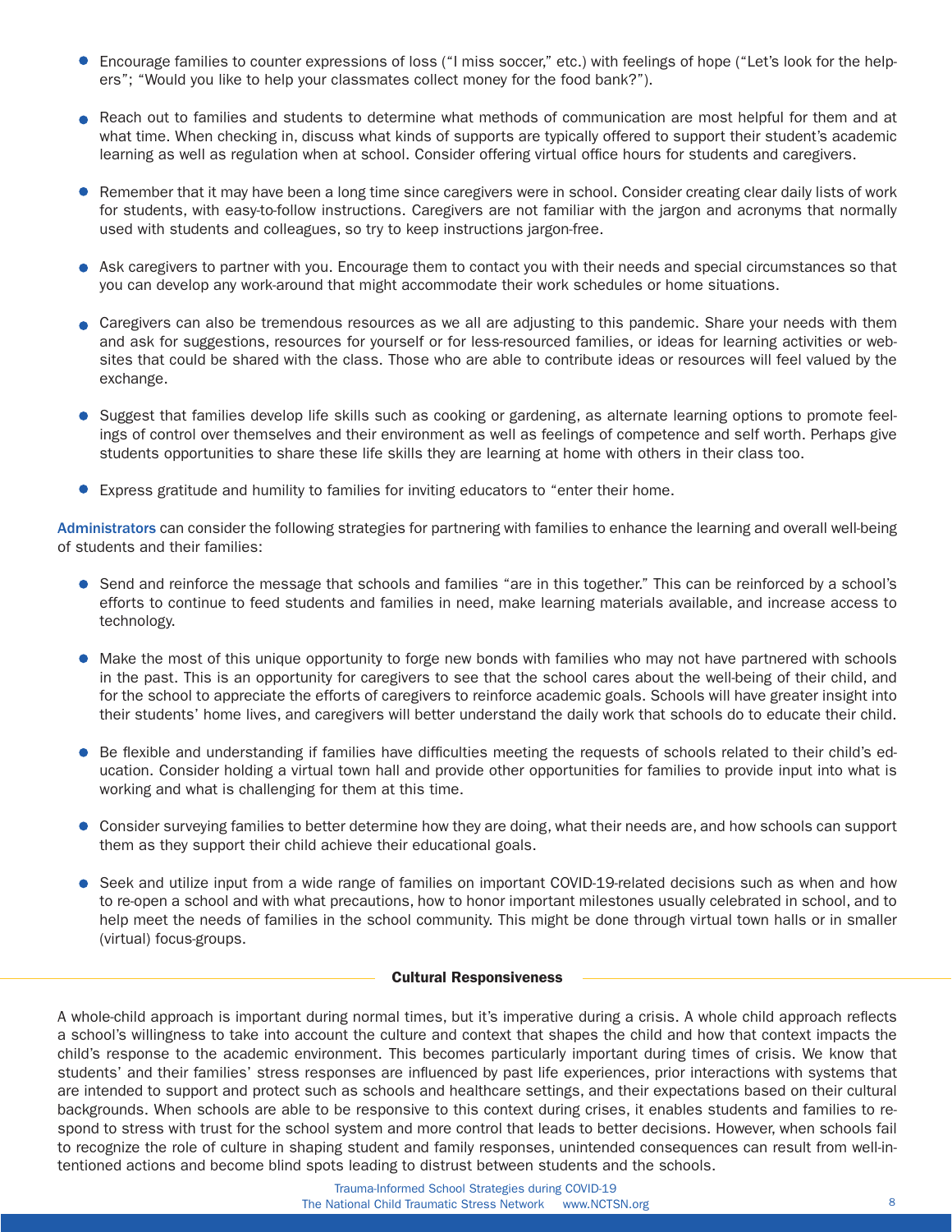- Encourage families to counter expressions of loss ("I miss soccer," etc.) with feelings of hope ("Let's look for the helpers"; "Would you like to help your classmates collect money for the food bank?").
- Reach out to families and students to determine what methods of communication are most helpful for them and at what time. When checking in, discuss what kinds of supports are typically offered to support their student's academic learning as well as regulation when at school. Consider offering virtual office hours for students and caregivers.
- Remember that it may have been a long time since caregivers were in school. Consider creating clear daily lists of work for students, with easy-to-follow instructions. Caregivers are not familiar with the jargon and acronyms that normally used with students and colleagues, so try to keep instructions jargon-free.
- Ask caregivers to partner with you. Encourage them to contact you with their needs and special circumstances so that you can develop any work-around that might accommodate their work schedules or home situations.
- Caregivers can also be tremendous resources as we all are adjusting to this pandemic. Share your needs with them and ask for suggestions, resources for yourself or for less-resourced families, or ideas for learning activities or websites that could be shared with the class. Those who are able to contribute ideas or resources will feel valued by the exchange.
- Suggest that families develop life skills such as cooking or gardening, as alternate learning options to promote feelings of control over themselves and their environment as well as feelings of competence and self worth. Perhaps give students opportunities to share these life skills they are learning at home with others in their class too.
- Express gratitude and humility to families for inviting educators to "enter their home.

**Administrators** can consider the following strategies for partnering with families to enhance the learning and overall well-being of students and their families:

- Send and reinforce the message that schools and families "are in this together." This can be reinforced by a school's efforts to continue to feed students and families in need, make learning materials available, and increase access to technology.
- Make the most of this unique opportunity to forge new bonds with families who may not have partnered with schools in the past. This is an opportunity for caregivers to see that the school cares about the well-being of their child, and for the school to appreciate the efforts of caregivers to reinforce academic goals. Schools will have greater insight into their students' home lives, and caregivers will better understand the daily work that schools do to educate their child.
- Be flexible and understanding if families have difficulties meeting the requests of schools related to their child's education. Consider holding a virtual town hall and provide other opportunities for families to provide input into what is working and what is challenging for them at this time.
- Consider surveying families to better determine how they are doing, what their needs are, and how schools can support them as they support their child achieve their educational goals.
- Seek and utilize input from a wide range of families on important COVID-19-related decisions such as when and how to re-open a school and with what precautions, how to honor important milestones usually celebrated in school, and to help meet the needs of families in the school community. This might be done through virtual town halls or in smaller (virtual) focus-groups.

## Cultural Responsiveness

A whole-child approach is important during normal times, but it's imperative during a crisis. A whole child approach reflects a school's willingness to take into account the culture and context that shapes the child and how that context impacts the child's response to the academic environment. This becomes particularly important during times of crisis. We know that students' and their families' stress responses are influenced by past life experiences, prior interactions with systems that are intended to support and protect such as schools and healthcare settings, and their expectations based on their cultural backgrounds. When schools are able to be responsive to this context during crises, it enables students and families to respond to stress with trust for the school system and more control that leads to better decisions. However, when schools fail to recognize the role of culture in shaping student and family responses, unintended consequences can result from well-intentioned actions and become blind spots leading to distrust between students and the schools.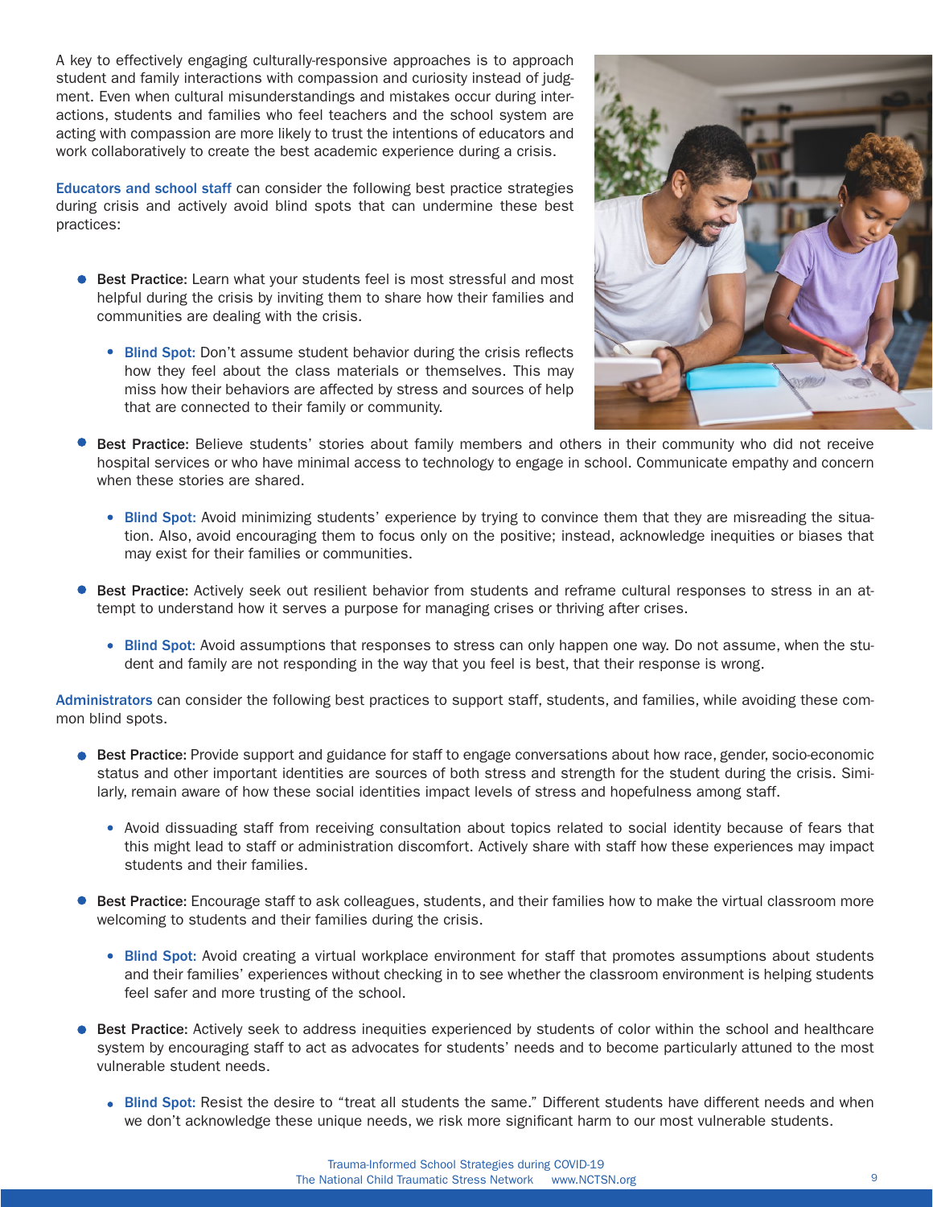A key to effectively engaging culturally-responsive approaches is to approach student and family interactions with compassion and curiosity instead of judgment. Even when cultural misunderstandings and mistakes occur during interactions, students and families who feel teachers and the school system are acting with compassion are more likely to trust the intentions of educators and work collaboratively to create the best academic experience during a crisis.

Educators and school staff can consider the following best practice strategies during crisis and actively avoid blind spots that can undermine these best practices:

- **Best Practice:** Learn what your students feel is most stressful and most helpful during the crisis by inviting them to share how their families and communities are dealing with the crisis.
  - Blind Spot: Don't assume student behavior during the crisis reflects how they feel about the class materials or themselves. This may miss how their behaviors are affected by stress and sources of help that are connected to their family or community.
- **Best Practice:** Believe students' stories about family members and others in their community who did not receive hospital services or who have minimal access to technology to engage in school. Communicate empathy and concern when these stories are shared.
  - Blind Spot: Avoid minimizing students' experience by trying to convince them that they are misreading the situation. Also, avoid encouraging them to focus only on the positive; instead, acknowledge inequities or biases that may exist for their families or communities.
- **Best Practice:** Actively seek out resilient behavior from students and reframe cultural responses to stress in an attempt to understand how it serves a purpose for managing crises or thriving after crises.
  - Blind Spot: Avoid assumptions that responses to stress can only happen one way. Do not assume, when the student and family are not responding in the way that you feel is best, that their response is wrong.

Administrators can consider the following best practices to support staff, students, and families, while avoiding these common blind spots.

- **Best Practice:** Provide support and guidance for staff to engage conversations about how race, gender, socio-economic status and other important identities are sources of both stress and strength for the student during the crisis. Similarly, remain aware of how these social identities impact levels of stress and hopefulness among staff.
  - Avoid dissuading staff from receiving consultation about topics related to social identity because of fears that this might lead to staff or administration discomfort. Actively share with staff how these experiences may impact students and their families.
- **Best Practice:** Encourage staff to ask colleagues, students, and their families how to make the virtual classroom more welcoming to students and their families during the crisis.
  - Blind Spot: Avoid creating a virtual workplace environment for staff that promotes assumptions about students and their families' experiences without checking in to see whether the classroom environment is helping students feel safer and more trusting of the school.
- **Best Practice:** Actively seek to address inequities experienced by students of color within the school and healthcare system by encouraging staff to act as advocates for students' needs and to become particularly attuned to the most vulnerable student needs.
  - Blind Spot: Resist the desire to "treat all students the same." Different students have different needs and when we don't acknowledge these unique needs, we risk more significant harm to our most vulnerable students.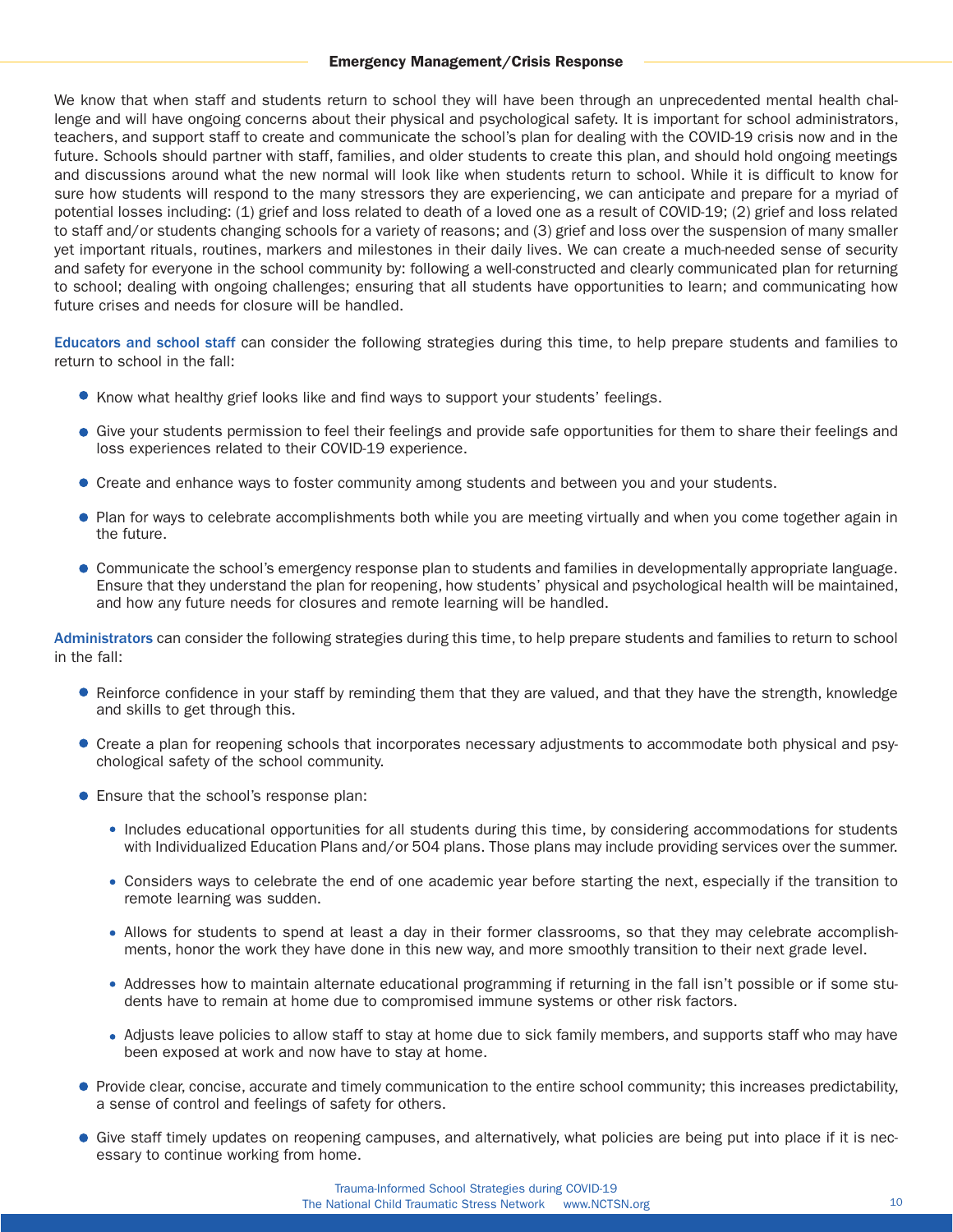## Emergency Management/Crisis Response

We know that when staff and students return to school they will have been through an unprecedented mental health challenge and will have ongoing concerns about their physical and psychological safety. It is important for school administrators, teachers, and support staff to create and communicate the school's plan for dealing with the COVID-19 crisis now and in the future. Schools should partner with staff, families, and older students to create this plan, and should hold ongoing meetings and discussions around what the new normal will look like when students return to school. While it is difficult to know for sure how students will respond to the many stressors they are experiencing, we can anticipate and prepare for a myriad of potential losses including: (1) grief and loss related to death of a loved one as a result of COVID-19; (2) grief and loss related to staff and/or students changing schools for a variety of reasons; and (3) grief and loss over the suspension of many smaller yet important rituals, routines, markers and milestones in their daily lives. We can create a much-needed sense of security and safety for everyone in the school community by: following a well-constructed and clearly communicated plan for returning to school; dealing with ongoing challenges; ensuring that all students have opportunities to learn; and communicating how future crises and needs for closure will be handled.

**Educators and school staff** can consider the following strategies during this time, to help prepare students and families to return to school in the fall:

- Know what healthy grief looks like and find ways to support your students' feelings.
- Give your students permission to feel their feelings and provide safe opportunities for them to share their feelings and loss experiences related to their COVID-19 experience.
- Create and enhance ways to foster community among students and between you and your students.
- Plan for ways to celebrate accomplishments both while you are meeting virtually and when you come together again in the future.
- Communicate the school's emergency response plan to students and families in developmentally appropriate language. Ensure that they understand the plan for reopening, how students' physical and psychological health will be maintained, and how any future needs for closures and remote learning will be handled.

**Administrators** can consider the following strategies during this time, to help prepare students and families to return to school in the fall:

- Reinforce confidence in your staff by reminding them that they are valued, and that they have the strength, knowledge and skills to get through this.
- Create a plan for reopening schools that incorporates necessary adjustments to accommodate both physical and psychological safety of the school community.
- Ensure that the school's response plan:
  - Includes educational opportunities for all students during this time, by considering accommodations for students with Individualized Education Plans and/or 504 plans. Those plans may include providing services over the summer.
  - Considers ways to celebrate the end of one academic year before starting the next, especially if the transition to remote learning was sudden.
  - Allows for students to spend at least a day in their former classrooms, so that they may celebrate accomplishments, honor the work they have done in this new way, and more smoothly transition to their next grade level.
  - Addresses how to maintain alternate educational programming if returning in the fall isn't possible or if some students have to remain at home due to compromised immune systems or other risk factors.
  - Adjusts leave policies to allow staff to stay at home due to sick family members, and supports staff who may have been exposed at work and now have to stay at home.
- Provide clear, concise, accurate and timely communication to the entire school community; this increases predictability, a sense of control and feelings of safety for others.
- Give staff timely updates on reopening campuses, and alternatively, what policies are being put into place if it is necessary to continue working from home.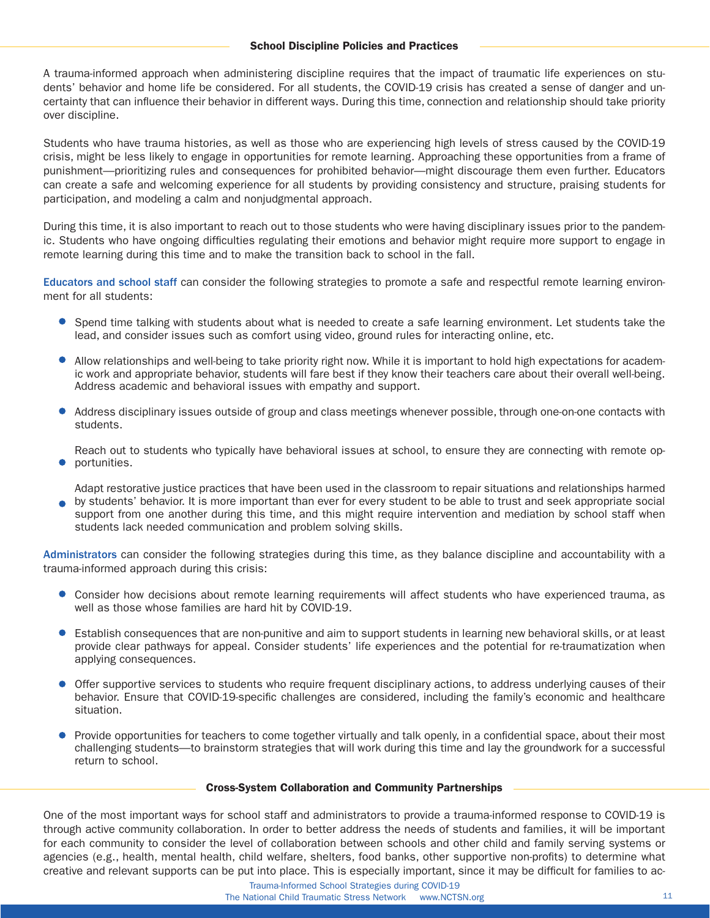## School Discipline Policies and Practices

A trauma-informed approach when administering discipline requires that the impact of traumatic life experiences on students' behavior and home life be considered. For all students, the COVID-19 crisis has created a sense of danger and uncertainty that can influence their behavior in different ways. During this time, connection and relationship should take priority over discipline.

Students who have trauma histories, as well as those who are experiencing high levels of stress caused by the COVID-19 crisis, might be less likely to engage in opportunities for remote learning. Approaching these opportunities from a frame of punishment—prioritizing rules and consequences for prohibited behavior—might discourage them even further. Educators can create a safe and welcoming experience for all students by providing consistency and structure, praising students for participation, and modeling a calm and nonjudgmental approach.

During this time, it is also important to reach out to those students who were having disciplinary issues prior to the pandemic. Students who have ongoing difficulties regulating their emotions and behavior might require more support to engage in remote learning during this time and to make the transition back to school in the fall.

**Educators and school staff** can consider the following strategies to promote a safe and respectful remote learning environment for all students:

- Spend time talking with students about what is needed to create a safe learning environment. Let students take the lead, and consider issues such as comfort using video, ground rules for interacting online, etc.
- Allow relationships and well-being to take priority right now. While it is important to hold high expectations for academic work and appropriate behavior, students will fare best if they know their teachers care about their overall well-being. Address academic and behavioral issues with empathy and support.
- Address disciplinary issues outside of group and class meetings whenever possible, through one-on-one contacts with students.
- Reach out to students who typically have behavioral issues at school, to ensure they are connecting with remote opportunities.
- Adapt restorative justice practices that have been used in the classroom to repair situations and relationships harmed by students' behavior. It is more important than ever for every student to be able to trust and seek appropriate social support from one another during this time, and this might require intervention and mediation by school staff when students lack needed communication and problem solving skills.

**Administrators** can consider the following strategies during this time, as they balance discipline and accountability with a trauma-informed approach during this crisis:

- Consider how decisions about remote learning requirements will affect students who have experienced trauma, as well as those whose families are hard hit by COVID-19.
- Establish consequences that are non-punitive and aim to support students in learning new behavioral skills, or at least provide clear pathways for appeal. Consider students' life experiences and the potential for re-traumatization when applying consequences.
- Offer supportive services to students who require frequent disciplinary actions, to address underlying causes of their behavior. Ensure that COVID-19-specific challenges are considered, including the family's economic and healthcare situation.
- Provide opportunities for teachers to come together virtually and talk openly, in a confidential space, about their most challenging students—to brainstorm strategies that will work during this time and lay the groundwork for a successful return to school.

## Cross-System Collaboration and Community Partnerships

One of the most important ways for school staff and administrators to provide a trauma-informed response to COVID-19 is through active community collaboration. In order to better address the needs of students and families, it will be important for each community to consider the level of collaboration between schools and other child and family serving systems or agencies (e.g., health, mental health, child welfare, shelters, food banks, other supportive non-profits) to determine what creative and relevant supports can be put into place. This is especially important, since it may be difficult for families to ac-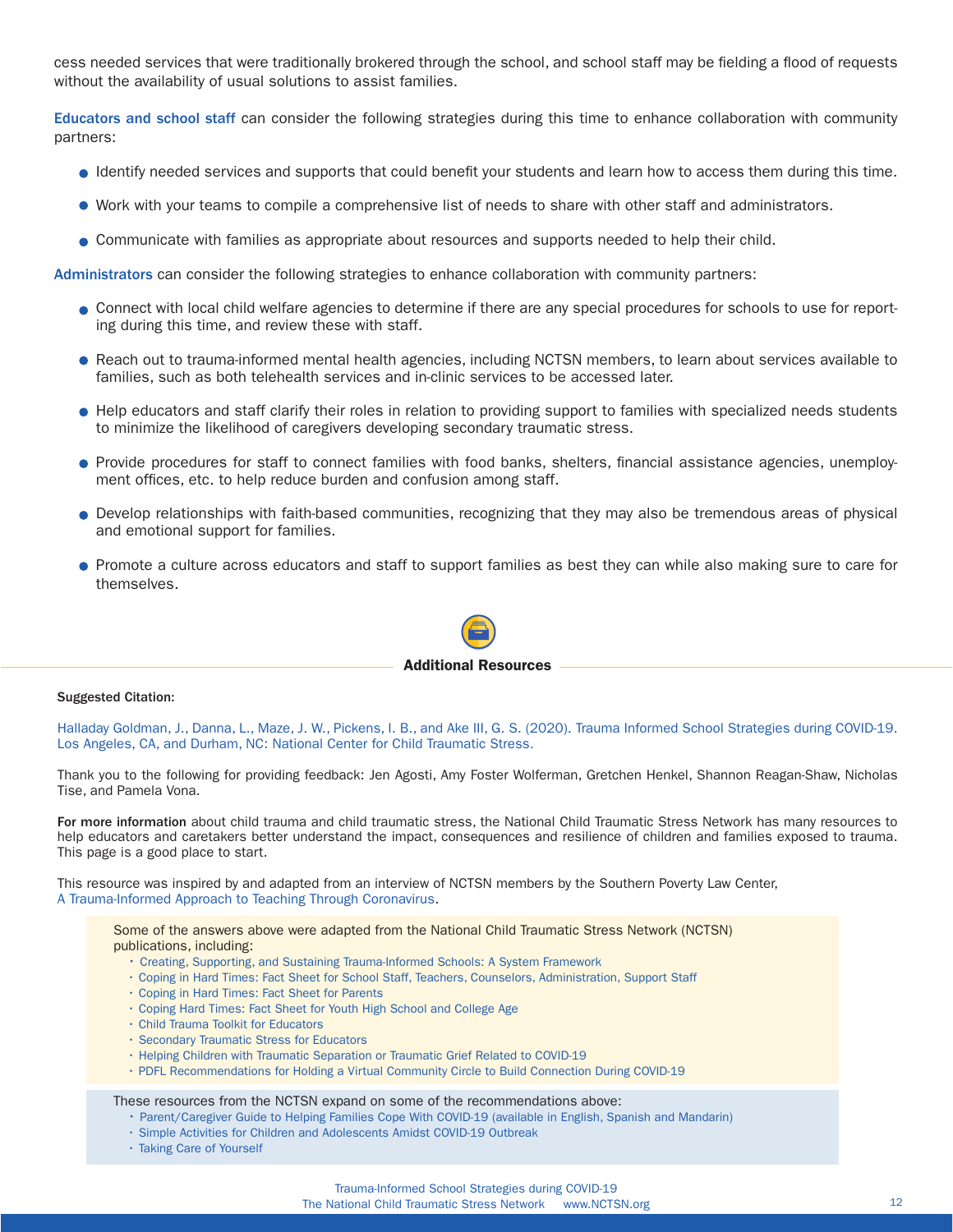cess needed services that were traditionally brokered through the school, and school staff may be fielding a flood of requests without the availability of usual solutions to assist families.

**Educators and school staff** can consider the following strategies during this time to enhance collaboration with community partners:

- Identify needed services and supports that could benefit your students and learn how to access them during this time.
- Work with your teams to compile a comprehensive list of needs to share with other staff and administrators.
- Communicate with families as appropriate about resources and supports needed to help their child.

**Administrators** can consider the following strategies to enhance collaboration with community partners:

- Connect with local child welfare agencies to determine if there are any special procedures for schools to use for reporting during this time, and review these with staff.
- Reach out to trauma-informed mental health agencies, including NCTSN members, to learn about services available to families, such as both telehealth services and in-clinic services to be accessed later.
- Help educators and staff clarify their roles in relation to providing support to families with specialized needs students to minimize the likelihood of caregivers developing secondary traumatic stress.
- Provide procedures for staff to connect families with food banks, shelters, financial assistance agencies, unemployment offices, etc. to help reduce burden and confusion among staff.
- Develop relationships with faith-based communities, recognizing that they may also be tremendous areas of physical and emotional support for families.
- Promote a culture across educators and staff to support families as best they can while also making sure to care for themselves.

## Additional Resources

**Suggested Citation:**

Halladay Goldman, J., Danna, L., Maze, J. W., Pickens, I. B., and Ake III, G. S. (2020). Trauma Informed School Strategies during COVID-19. Los Angeles, CA, and Durham, NC: National Center for Child Traumatic Stress.

Thank you to the following for providing feedback: Jen Agosti, Amy Foster Wolferman, Gretchen Henkel, Shannon Reagan-Shaw, Nicholas Tise, and Pamela Vona.

**For more information** about child trauma and child traumatic stress, the National Child Traumatic Stress Network has many resources to help educators and caretakers better understand the impact, consequences and resilience of children and families exposed to trauma. This page is a good place to start.

This resource was inspired by and adapted from an interview of NCTSN members by the Southern Poverty Law Center, A Trauma-Informed Approach to Teaching Through Coronavirus.

Some of the answers above were adapted from the National Child Traumatic Stress Network (NCTSN) publications, including:

- Creating, Supporting, and Sustaining Trauma-Informed Schools: A System Framework
- Coping in Hard Times: Fact Sheet for School Staff, Teachers, Counselors, Administration, Support Staff
- Coping in Hard Times: Fact Sheet for Parents
- Coping Hard Times: Fact Sheet for Youth High School and College Age
- Child Trauma Toolkit for Educators
- Secondary Traumatic Stress for Educators
- Helping Children with Traumatic Separation or Traumatic Grief Related to COVID-19
- PDFL Recommendations for Holding a Virtual Community Circle to Build Connection During COVID-19

These resources from the NCTSN expand on some of the recommendations above:

- Parent/Caregiver Guide to Helping Families Cope With COVID-19 (available in English, Spanish and Mandarin)
- Simple Activities for Children and Adolescents Amidst COVID-19 Outbreak
- Taking Care of Yourself